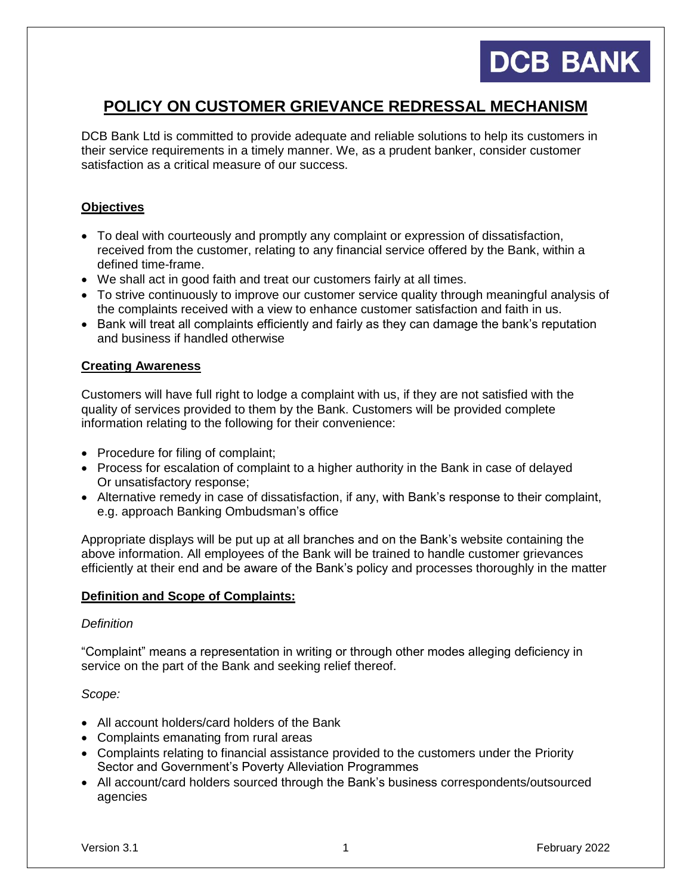# POLICY ON CUSTOMER GRIEVANCE REDRESSAL MECHANISM

DCB Bank Ltd is committed to provide adequate and reliable solutions to help its customers in their service requirements in a timely manner. We, as a prudent banker, consider customer satisfaction as a critical measure of our success.

## Objectives

- To deal with courteously and promptly any complaint or expression of dissatisfaction, received from the customer, relating to any financial service offered by the Bank, within a defined time-frame.
- We shall act in good faith and treat our customers fairly at all times.
- To strive continuously to improve our customer service quality through meaningful analysis of the complaints received with a view to enhance customer satisfaction and faith in us.
- Bank will treat all complaints efficiently and fairly as they can damage the bank's reputation and business if handled otherwise

## Creating Awareness

Customers will have full right to lodge a complaint with us, if they are not satisfied with the quality of services provided to them by the Bank. Customers will be provided complete information relating to the following for their convenience:

- Procedure for filing of complaint;
- Process for escalation of complaint to a higher authority in the Bank in case of delayed Or unsatisfactory response;
- Alternative remedy in case of dissatisfaction, if any, with Bank's response to their complaint, e.g. approach Banking Ombudsman's office

Appropriate displays will be put up at all branches and on the Bank's website containing the above information. All employees of the Bank will be trained to handle customer grievances efficiently at their end and be aware of the Bank's policy and processes thoroughly in the matter

## Definition and Scope of Complaints:

*Definition*

"Complaint" means a representation in writing or through other modes alleging deficiency in service on the part of the Bank and seeking relief thereof.

*Scope:*

- All account holders/card holders of the Bank
- Complaints emanating from rural areas
- Complaints relating to financial assistance provided to the customers under the Priority Sector and Government's Poverty Alleviation Programmes
- All account/card holders sourced through the Bank's business correspondents/outsourced agencies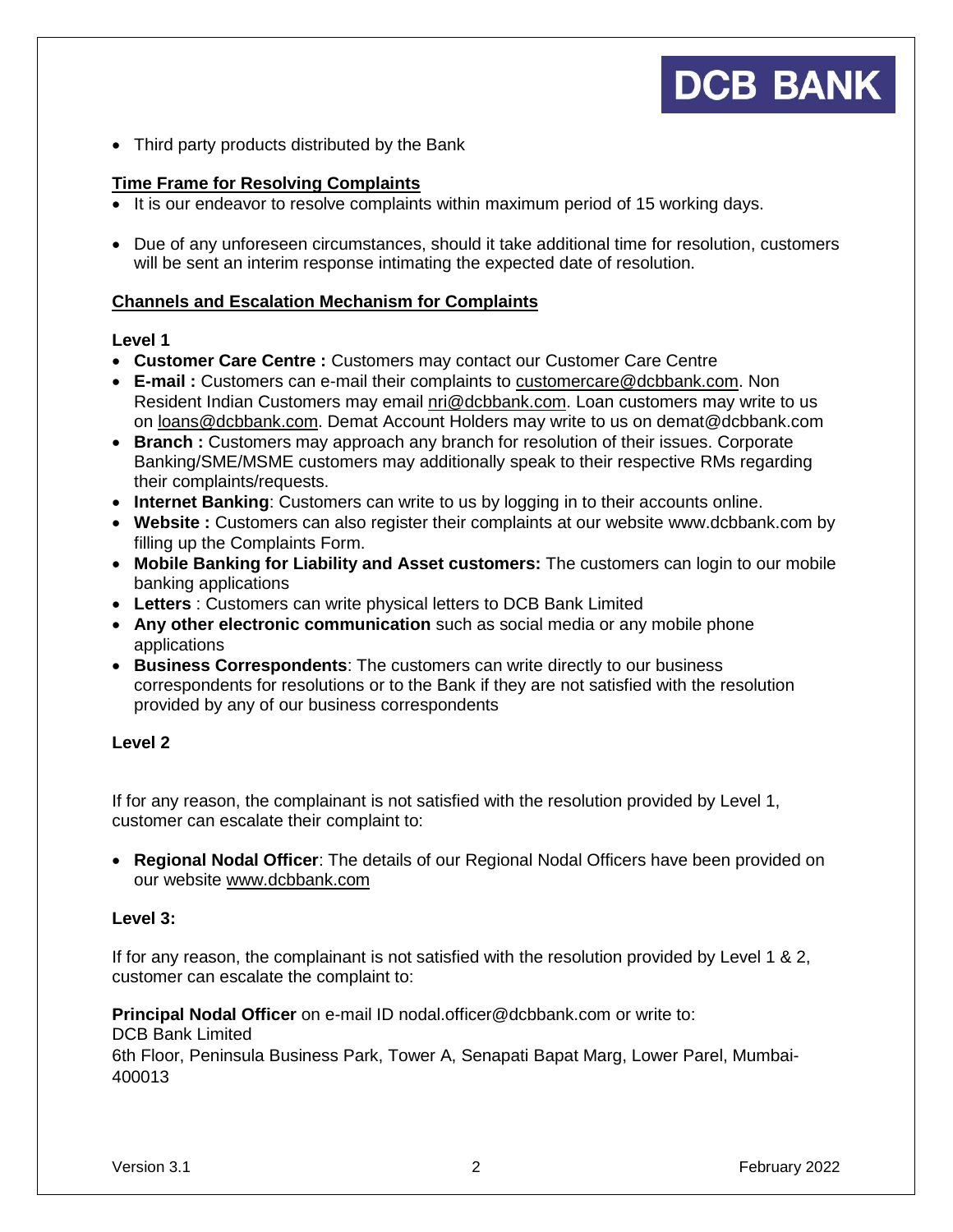- Third party products distributed by the Bank

## Time Frame for Resolving Complaints

- It is our endeavor to resolve complaints within maximum period of 15 working days.
- Due of any unforeseen circumstances, should it take additional time for resolution, customers will be sent an interim response intimating the expected date of resolution.

## Channels and Escalation Mechanism for Complaints

**Level 1**

- **Customer Care Centre :** Customers may contact our Customer Care Centre
- **E-mail :** Customers can e-mail their complaints to customercare@dcbbank.com. Non Resident Indian Customers may email nri@dcbbank.com. Loan customers may write to us on loans@dcbbank.com. Demat Account Holders may write to us on demat@dcbbank.com
- **Branch :** Customers may approach any branch for resolution of their issues. Corporate Banking/SME/MSME customers may additionally speak to their respective RMs regarding their complaints/requests.
- **Internet Banking**: Customers can write to us by logging in to their accounts online.
- **Website :** Customers can also register their complaints at our website www.dcbbank.com by filling up the Complaints Form.
- **Mobile Banking for Liability and Asset customers:** The customers can login to our mobile banking applications
- **Letters** : Customers can write physical letters to DCB Bank Limited
- **Any other electronic communication** such as social media or any mobile phone applications
- **Business Correspondents**: The customers can write directly to our business correspondents for resolutions or to the Bank if they are not satisfied with the resolution provided by any of our business correspondents

**Level 2**

If for any reason, the complainant is not satisfied with the resolution provided by Level 1, customer can escalate their complaint to:

- **Regional Nodal Officer**: The details of our Regional Nodal Officers have been provided on our website www.dcbbank.com

**Level 3:**

If for any reason, the complainant is not satisfied with the resolution provided by Level 1 & 2, customer can escalate the complaint to:

**Principal Nodal Officer** on e-mail ID nodal.officer@dcbbank.com or write to:
DCB Bank Limited
6th Floor, Peninsula Business Park, Tower A, Senapati Bapat Marg, Lower Parel, Mumbai-400013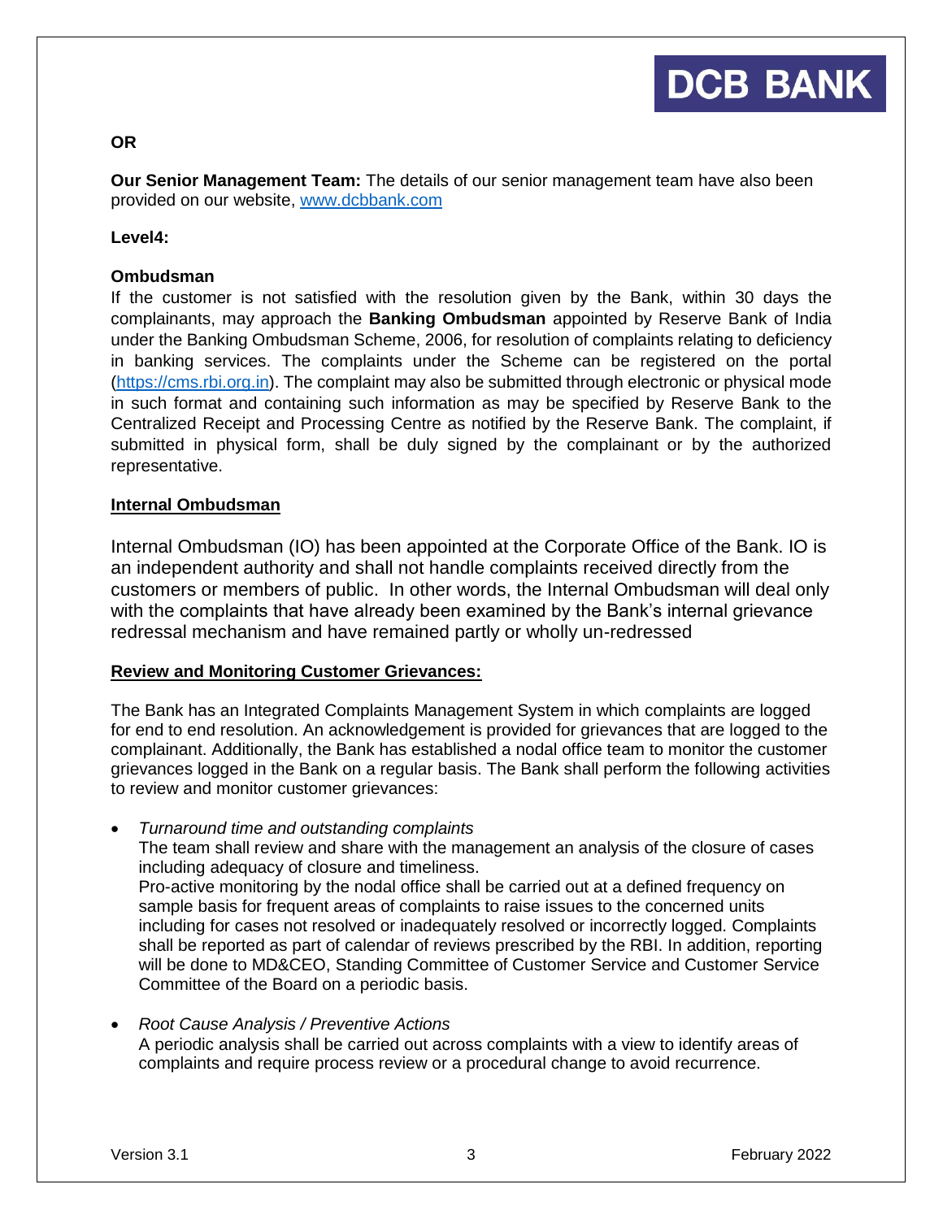**OR**

**Our Senior Management Team:** The details of our senior management team have also been provided on our website, [www.dcbbank.com](www.dcbbank.com)

**Level4:**

**Ombudsman**

If the customer is not satisfied with the resolution given by the Bank, within 30 days the complainants, may approach the **Banking Ombudsman** appointed by Reserve Bank of India under the Banking Ombudsman Scheme, 2006, for resolution of complaints relating to deficiency in banking services. The complaints under the Scheme can be registered on the portal ([https://cms.rbi.org.in](https://cms.rbi.org.in)). The complaint may also be submitted through electronic or physical mode in such format and containing such information as may be specified by Reserve Bank to the Centralized Receipt and Processing Centre as notified by the Reserve Bank. The complaint, if submitted in physical form, shall be duly signed by the complainant or by the authorized representative.

**Internal Ombudsman**

Internal Ombudsman (IO) has been appointed at the Corporate Office of the Bank. IO is an independent authority and shall not handle complaints received directly from the customers or members of public. In other words, the Internal Ombudsman will deal only with the complaints that have already been examined by the Bank's internal grievance redressal mechanism and have remained partly or wholly un-redressed

**Review and Monitoring Customer Grievances:**

The Bank has an Integrated Complaints Management System in which complaints are logged for end to end resolution. An acknowledgement is provided for grievances that are logged to the complainant. Additionally, the Bank has established a nodal office team to monitor the customer grievances logged in the Bank on a regular basis. The Bank shall perform the following activities to review and monitor customer grievances:

- *Turnaround time and outstanding complaints*
  The team shall review and share with the management an analysis of the closure of cases including adequacy of closure and timeliness.
  Pro-active monitoring by the nodal office shall be carried out at a defined frequency on sample basis for frequent areas of complaints to raise issues to the concerned units including for cases not resolved or inadequately resolved or incorrectly logged. Complaints shall be reported as part of calendar of reviews prescribed by the RBI. In addition, reporting will be done to MD&CEO, Standing Committee of Customer Service and Customer Service Committee of the Board on a periodic basis.

- *Root Cause Analysis / Preventive Actions*
  A periodic analysis shall be carried out across complaints with a view to identify areas of complaints and require process review or a procedural change to avoid recurrence.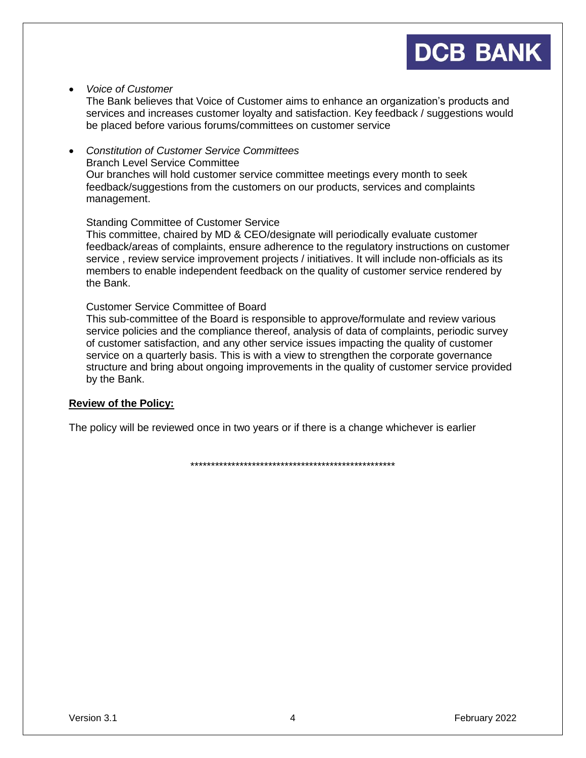- *Voice of Customer*
  The Bank believes that Voice of Customer aims to enhance an organization's products and services and increases customer loyalty and satisfaction. Key feedback / suggestions would be placed before various forums/committees on customer service

- *Constitution of Customer Service Committees*
  Branch Level Service Committee
  Our branches will hold customer service committee meetings every month to seek feedback/suggestions from the customers on our products, services and complaints management.

  Standing Committee of Customer Service
  This committee, chaired by MD & CEO/designate will periodically evaluate customer feedback/areas of complaints, ensure adherence to the regulatory instructions on customer service , review service improvement projects / initiatives. It will include non-officials as its members to enable independent feedback on the quality of customer service rendered by the Bank.

  Customer Service Committee of Board
  This sub-committee of the Board is responsible to approve/formulate and review various service policies and the compliance thereof, analysis of data of complaints, periodic survey of customer satisfaction, and any other service issues impacting the quality of customer service on a quarterly basis. This is with a view to strengthen the corporate governance structure and bring about ongoing improvements in the quality of customer service provided by the Bank.

**Review of the Policy:**

The policy will be reviewed once in two years or if there is a change whichever is earlier

*****************************************************